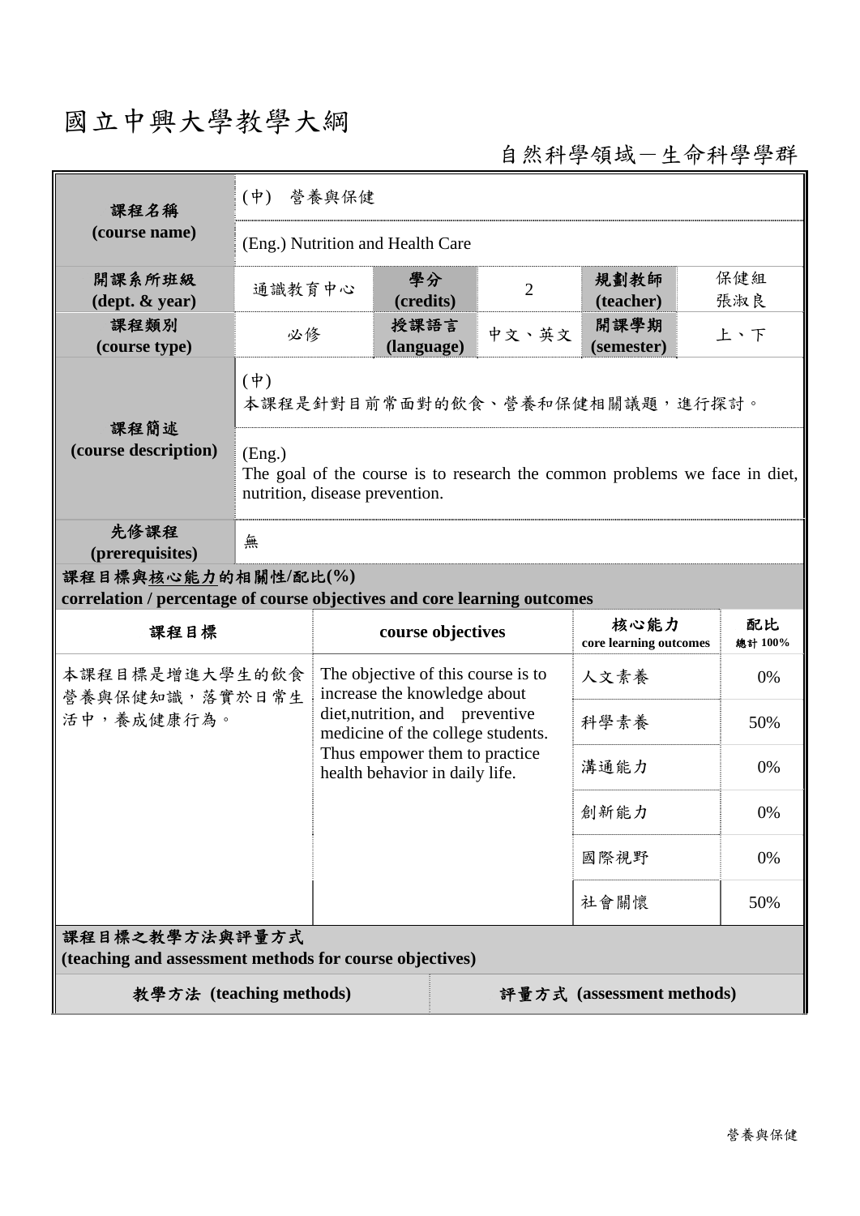# 國立中興大學教學大綱

自然科學領域－生命科學學群

| 課程名稱 (course name) | (中) 營養與保健 | | | | |
|---|---|---|---|---|---|
| | (Eng.) Nutrition and Health Care | | | | |
| 開課系所班級 (dept. & year) | 通識教育中心 | 學分 (credits) | 2 | 規劃教師 (teacher) | 保健組 張淑良 |
| 課程類別 (course type) | 必修 | 授課語言 (language) | 中文、英文 | 開課學期 (semester) | 上、下 |
| 課程簡述 (course description) | (中) 本課程是針對目前常面對的飲食、營養和保健相關議題，進行探討。 | | | | |
| | (Eng.) The goal of the course is to research the common problems we face in diet, nutrition, disease prevention. | | | | |
| 先修課程 (prerequisites) | 無 | | | | |

**課程目標與核心能力的相關性/配比(%)**
**correlation / percentage of course objectives and core learning outcomes**

| 課程目標 | course objectives | 核心能力 core learning outcomes | 配比 總計 100% |
|---|---|---|---|
| 本課程目標是增進大學生的飲食營養與保健知識，落實於日常生活中，養成健康行為。 | The objective of this course is to increase the knowledge about diet,nutrition, and preventive medicine of the college students. Thus empower them to practice health behavior in daily life. | 人文素養 | 0% |
| | | 科學素養 | 50% |
| | | 溝通能力 | 0% |
| | | 創新能力 | 0% |
| | | 國際視野 | 0% |
| | | 社會關懷 | 50% |

**課程目標之教學方法與評量方式**
**(teaching and assessment methods for course objectives)**

| 教學方法 (teaching methods) | 評量方式 (assessment methods) |
|---|---|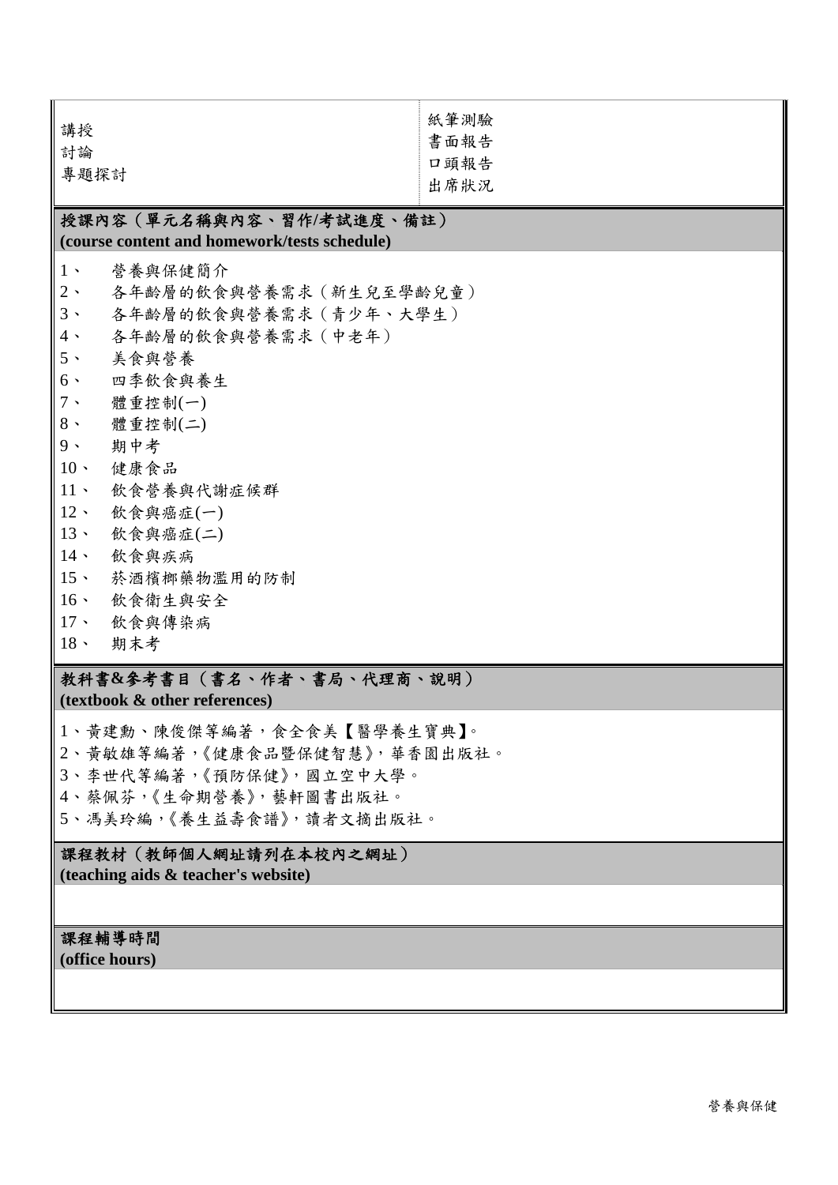| | |
|---|---|
| 講授<br>討論<br>專題探討 | 紙筆測驗<br>書面報告<br>口頭報告<br>出席狀況 |

**授課內容（單元名稱與內容、習作/考試進度、備註）**
**(course content and homework/tests schedule)**

1、 營養與保健簡介
2、 各年齡層的飲食與營養需求（新生兒至學齡兒童）
3、 各年齡層的飲食與營養需求（青少年、大學生）
4、 各年齡層的飲食與營養需求（中老年）
5、 美食與營養
6、 四季飲食與養生
7、 體重控制(一)
8、 體重控制(二)
9、 期中考
10、 健康食品
11、 飲食營養與代謝症候群
12、 飲食與癌症(一)
13、 飲食與癌症(二)
14、 飲食與疾病
15、 菸酒檳榔藥物濫用的防制
16、 飲食衛生與安全
17、 飲食與傳染病
18、 期末考

**教科書&參考書目（書名、作者、書局、代理商、說明）**
**(textbook & other references)**

1、黃建勳、陳俊傑等編著，食全食美【醫學養生寶典】。
2、黃敏雄等編著，《健康食品暨保健智慧》，華香園出版社。
3、李世代等編著，《預防保健》，國立空中大學。
4、蔡佩芬，《生命期營養》，藝軒圖書出版社。
5、馮美玲編，《養生益壽食譜》，讀者文摘出版社。

**課程教材（教師個人網址請列在本校內之網址）**
**(teaching aids & teacher's website)**

**課程輔導時間**
**(office hours)**